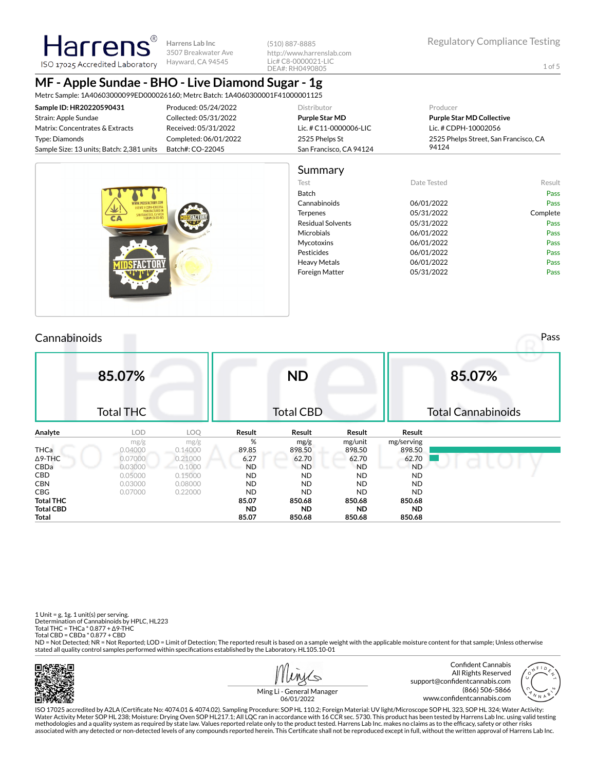Harrens
ISO 17025 Accredited Laboratory

Harrens Lab Inc
3507 Breakwater Ave
Hayward, CA 94545

(510) 887-8885
http://www.harrenslab.com
Lic# C8-0000021-LIC
DEA#: RH0490805

Regulatory Compliance Testing

# MF - Apple Sundae - BHO - Live Diamond Sugar - 1g

Metrc Sample: 1A40603000099ED000026160; Metrc Batch: 1A4060300001F41000001125

| | | Distributor | Producer |
|---|---|---|---|
| **Sample ID: HR20220590431** | Produced: 05/24/2022 | **Purple Star MD** | **Purple Star MD Collective** |
| Strain: Apple Sundae | Collected: 05/31/2022 | Lic. # C11-0000006-LIC | Lic. # CDPH-10002056 |
| Matrix: Concentrates & Extracts | Received: 05/31/2022 | 2525 Phelps St | 2525 Phelps Street, San Francisco, CA 94124 |
| Type: Diamonds | Completed: 06/01/2022 | San Francisco, CA 94124 | |
| Sample Size: 13 units; Batch: 2,381 units | Batch#: CO-22045 | | |

## Summary

| Test | Date Tested | Result |
|---|---|---|
| Batch | | Pass |
| Cannabinoids | 06/01/2022 | Pass |
| Terpenes | 05/31/2022 | Complete |
| Residual Solvents | 05/31/2022 | Pass |
| Microbials | 06/01/2022 | Pass |
| Mycotoxins | 06/01/2022 | Pass |
| Pesticides | 06/01/2022 | Pass |
| Heavy Metals | 06/01/2022 | Pass |
| Foreign Matter | 05/31/2022 | Pass |

## Cannabinoids

Pass

| 85.07% | ND | 85.07% |
|---|---|---|
| Total THC | Total CBD | Total Cannabinoids |

| Analyte | LOD | LOQ | Result | Result | Result | Result |
|---|---|---|---|---|---|---|
| | mg/g | mg/g | % | mg/g | mg/unit | mg/serving |
| THCa | 0.04000 | 0.14000 | 89.85 | 898.50 | 898.50 | 898.50 |
| Δ9-THC | 0.07000 | 0.21000 | 6.27 | 62.70 | 62.70 | 62.70 |
| CBDa | 0.03000 | 0.1000 | ND | ND | ND | ND |
| CBD | 0.05000 | 0.15000 | ND | ND | ND | ND |
| CBN | 0.03000 | 0.08000 | ND | ND | ND | ND |
| CBG | 0.07000 | 0.22000 | ND | ND | ND | ND |
| **Total THC** | | | **85.07** | **850.68** | **850.68** | **850.68** |
| **Total CBD** | | | **ND** | **ND** | **ND** | **ND** |
| **Total** | | | **85.07** | **850.68** | **850.68** | **850.68** |

1 Unit = g, 1g. 1 unit(s) per serving.
Determination of Cannabinoids by HPLC, HL223
Total THC = THCa * 0.877 + Δ9-THC
Total CBD = CBDa * 0.877 + CBD
ND = Not Detected; NR = Not Reported; LOD = Limit of Detection; The reported result is based on a sample weight with the applicable moisture content for that sample; Unless otherwise stated all quality control samples performed within specifications established by the Laboratory. HL105.10-01

Ming Li - General Manager
06/01/2022

Confident Cannabis
All Rights Reserved
support@confidentcannabis.com
(866) 506-5866
www.confidentcannabis.com

ISO 17025 accredited by A2LA (Certificate No: 4074.01 & 4074.02). Sampling Procedure: SOP HL 110.2; Foreign Material: UV light/Microscope SOP HL 323, SOP HL 324; Water Activity: Water Activity Meter SOP HL 238; Moisture: Drying Oven SOP HL217.1; All LQC ran in accordance with 16 CCR sec. 5730. This product has been tested by Harrens Lab Inc. using valid testing methodologies and a quality system as required by state law. Values reported relate only to the product tested. Harrens Lab Inc. makes no claims as to the efficacy, safety or other risks associated with any detected or non-detected levels of any compounds reported herein. This Certificate shall not be reproduced except in full, without the written approval of Harrens Lab Inc.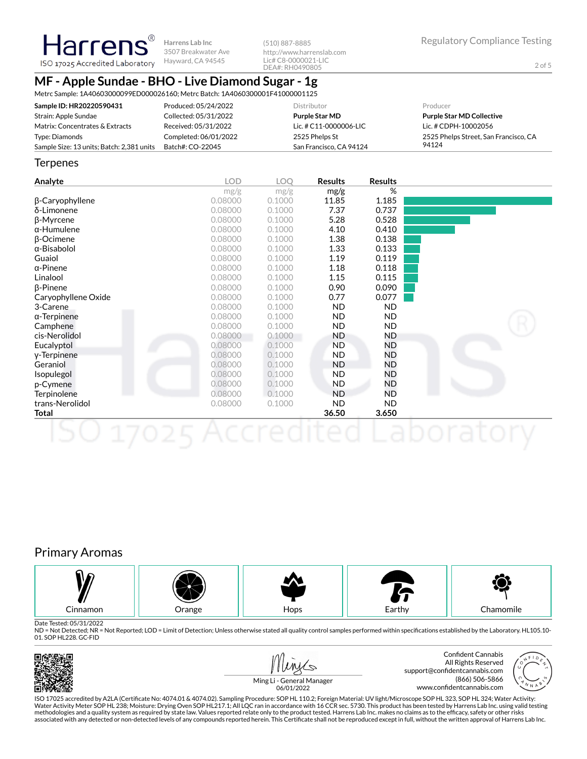Harrens® ISO 17025 Accredited Laboratory

Harrens Lab Inc
3507 Breakwater Ave
Hayward, CA 94545

(510) 887-8885
http://www.harrenslab.com
Lic# C8-0000021-LIC
DEA#: RH0490805

Regulatory Compliance Testing

# MF - Apple Sundae - BHO - Live Diamond Sugar - 1g

Metrc Sample: 1A40603000099ED000026160; Metrc Batch: 1A4060300001F41000001125

| | | Distributor | Producer |
|---|---|---|---|
| **Sample ID: HR20220590431** | Produced: 05/24/2022 | **Purple Star MD** | **Purple Star MD Collective** |
| Strain: Apple Sundae | Collected: 05/31/2022 | Lic. # C11-0000006-LIC | Lic. # CDPH-10002056 |
| Matrix: Concentrates & Extracts | Received: 05/31/2022 | 2525 Phelps St | 2525 Phelps Street, San Francisco, CA 94124 |
| Type: Diamonds | Completed: 06/01/2022 | San Francisco, CA 94124 | |
| Sample Size: 13 units; Batch: 2,381 units | Batch#: CO-22045 | | |

## Terpenes

| Analyte | LOD mg/g | LOQ mg/g | Results mg/g | Results % |
|---|---|---|---|---|
| β-Caryophyllene | 0.08000 | 0.1000 | 11.85 | 1.185 |
| δ-Limonene | 0.08000 | 0.1000 | 7.37 | 0.737 |
| β-Myrcene | 0.08000 | 0.1000 | 5.28 | 0.528 |
| α-Humulene | 0.08000 | 0.1000 | 4.10 | 0.410 |
| β-Ocimene | 0.08000 | 0.1000 | 1.38 | 0.138 |
| α-Bisabolol | 0.08000 | 0.1000 | 1.33 | 0.133 |
| Guaiol | 0.08000 | 0.1000 | 1.19 | 0.119 |
| α-Pinene | 0.08000 | 0.1000 | 1.18 | 0.118 |
| Linalool | 0.08000 | 0.1000 | 1.15 | 0.115 |
| β-Pinene | 0.08000 | 0.1000 | 0.90 | 0.090 |
| Caryophyllene Oxide | 0.08000 | 0.1000 | 0.77 | 0.077 |
| 3-Carene | 0.08000 | 0.1000 | ND | ND |
| α-Terpinene | 0.08000 | 0.1000 | ND | ND |
| Camphene | 0.08000 | 0.1000 | ND | ND |
| cis-Nerolidol | 0.08000 | 0.1000 | ND | ND |
| Eucalyptol | 0.08000 | 0.1000 | ND | ND |
| γ-Terpinene | 0.08000 | 0.1000 | ND | ND |
| Geraniol | 0.08000 | 0.1000 | ND | ND |
| Isopulegol | 0.08000 | 0.1000 | ND | ND |
| p-Cymene | 0.08000 | 0.1000 | ND | ND |
| Terpinolene | 0.08000 | 0.1000 | ND | ND |
| trans-Nerolidol | 0.08000 | 0.1000 | ND | ND |
| **Total** | | | **36.50** | **3.650** |

## Primary Aromas

Cinnamon | Orange | Hops | Earthy | Chamomile

Date Tested: 05/31/2022
ND = Not Detected; NR = Not Reported; LOD = Limit of Detection; Unless otherwise stated all quality control samples performed within specifications established by the Laboratory. HL105.10-01. SOP HL228. GC-FID

Ming Li - General Manager
06/01/2022

Confident Cannabis
All Rights Reserved
support@confidentcannabis.com
(866) 506-5866
www.confidentcannabis.com

ISO 17025 accredited by A2LA (Certificate No: 4074.01 & 4074.02). Sampling Procedure: SOP HL 110.2; Foreign Material: UV light/Microscope SOP HL 323, SOP HL 324; Water Activity: Water Activity Meter SOP HL 238; Moisture: Drying Oven SOP HL217.1; All LQC ran in accordance with 16 CCR sec. 5730. This product has been tested by Harrens Lab Inc. using valid testing methodologies and a quality system as required by state law. Values reported relate only to the product tested. Harrens Lab Inc. makes no claims as to the efficacy, safety or other risks associated with any detected or non-detected levels of any compounds reported herein. This Certificate shall not be reproduced except in full, without the written approval of Harrens Lab Inc.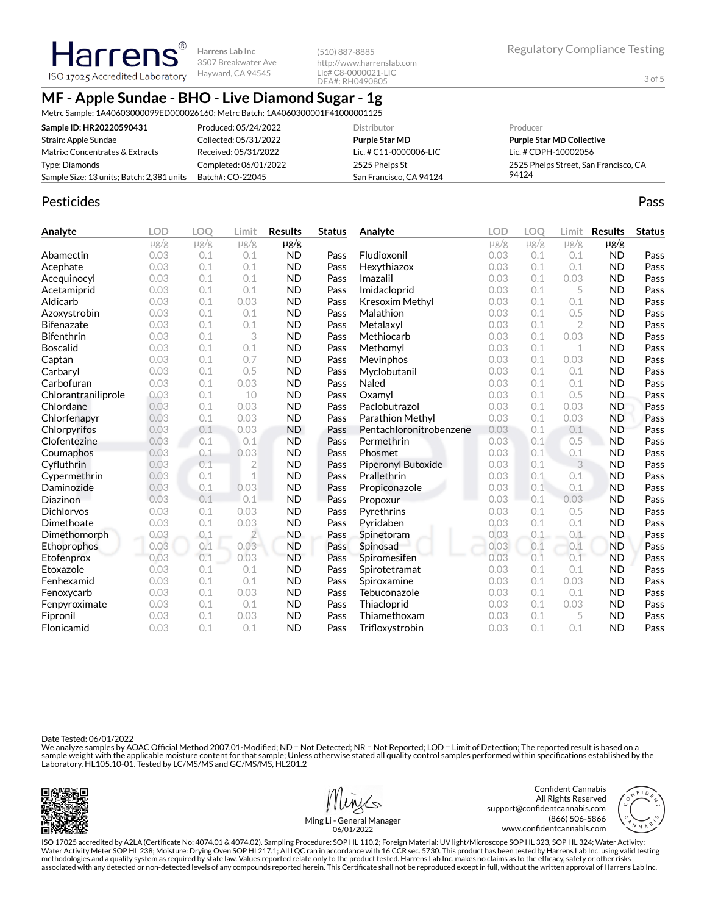Harrens
ISO 17025 Accredited Laboratory

Harrens Lab Inc
3507 Breakwater Ave
Hayward, CA 94545

(510) 887-8885
http://www.harrenslab.com
Lic# C8-0000021-LIC
DEA#: RH0490805

Regulatory Compliance Testing

# MF - Apple Sundae - BHO - Live Diamond Sugar - 1g

Metrc Sample: 1A40603000099ED000026160; Metrc Batch: 1A4060300001F41000001125

| **Sample ID: HR20220590431** | Produced: 05/24/2022 | Distributor | Producer |
|---|---|---|---|
| Strain: Apple Sundae | Collected: 05/31/2022 | **Purple Star MD** | **Purple Star MD Collective** |
| Matrix: Concentrates & Extracts | Received: 05/31/2022 | Lic. # C11-0000006-LIC | Lic. # CDPH-10002056 |
| Type: Diamonds | Completed: 06/01/2022 | 2525 Phelps St | 2525 Phelps Street, San Francisco, CA 94124 |
| Sample Size: 13 units; Batch: 2,381 units | Batch#: CO-22045 | San Francisco, CA 94124 | |

## Pesticides

Pass

| Analyte | LOD µg/g | LOQ µg/g | Limit µg/g | Results µg/g | Status |
|---|---|---|---|---|---|
| Abamectin | 0.03 | 0.1 | 0.1 | ND | Pass |
| Acephate | 0.03 | 0.1 | 0.1 | ND | Pass |
| Acequinocyl | 0.03 | 0.1 | 0.1 | ND | Pass |
| Acetamiprid | 0.03 | 0.1 | 0.1 | ND | Pass |
| Aldicarb | 0.03 | 0.1 | 0.03 | ND | Pass |
| Azoxystrobin | 0.03 | 0.1 | 0.1 | ND | Pass |
| Bifenazate | 0.03 | 0.1 | 0.1 | ND | Pass |
| Bifenthrin | 0.03 | 0.1 | 3 | ND | Pass |
| Boscalid | 0.03 | 0.1 | 0.1 | ND | Pass |
| Captan | 0.03 | 0.1 | 0.7 | ND | Pass |
| Carbaryl | 0.03 | 0.1 | 0.5 | ND | Pass |
| Carbofuran | 0.03 | 0.1 | 0.03 | ND | Pass |
| Chlorantraniliprole | 0.03 | 0.1 | 10 | ND | Pass |
| Chlordane | 0.03 | 0.1 | 0.03 | ND | Pass |
| Chlorfenapyr | 0.03 | 0.1 | 0.03 | ND | Pass |
| Chlorpyrifos | 0.03 | 0.1 | 0.03 | ND | Pass |
| Clofentezine | 0.03 | 0.1 | 0.1 | ND | Pass |
| Coumaphos | 0.03 | 0.1 | 0.03 | ND | Pass |
| Cyfluthrin | 0.03 | 0.1 | 2 | ND | Pass |
| Cypermethrin | 0.03 | 0.1 | 1 | ND | Pass |
| Daminozide | 0.03 | 0.1 | 0.03 | ND | Pass |
| Diazinon | 0.03 | 0.1 | 0.1 | ND | Pass |
| Dichlorvos | 0.03 | 0.1 | 0.03 | ND | Pass |
| Dimethoate | 0.03 | 0.1 | 0.03 | ND | Pass |
| Dimethomorph | 0.03 | 0.1 | 2 | ND | Pass |
| Ethoprophos | 0.03 | 0.1 | 0.03 | ND | Pass |
| Etofenprox | 0.03 | 0.1 | 0.03 | ND | Pass |
| Etoxazole | 0.03 | 0.1 | 0.1 | ND | Pass |
| Fenhexamid | 0.03 | 0.1 | 0.1 | ND | Pass |
| Fenoxycarb | 0.03 | 0.1 | 0.03 | ND | Pass |
| Fenpyroximate | 0.03 | 0.1 | 0.1 | ND | Pass |
| Fipronil | 0.03 | 0.1 | 0.03 | ND | Pass |
| Flonicamid | 0.03 | 0.1 | 0.1 | ND | Pass |
| Fludioxonil | 0.03 | 0.1 | 0.1 | ND | Pass |
| Hexythiazox | 0.03 | 0.1 | 0.1 | ND | Pass |
| Imazalil | 0.03 | 0.1 | 0.03 | ND | Pass |
| Imidacloprid | 0.03 | 0.1 | 5 | ND | Pass |
| Kresoxim Methyl | 0.03 | 0.1 | 0.1 | ND | Pass |
| Malathion | 0.03 | 0.1 | 0.5 | ND | Pass |
| Metalaxyl | 0.03 | 0.1 | 2 | ND | Pass |
| Methiocarb | 0.03 | 0.1 | 0.03 | ND | Pass |
| Methomyl | 0.03 | 0.1 | 1 | ND | Pass |
| Mevinphos | 0.03 | 0.1 | 0.03 | ND | Pass |
| Myclobutanil | 0.03 | 0.1 | 0.1 | ND | Pass |
| Naled | 0.03 | 0.1 | 0.1 | ND | Pass |
| Oxamyl | 0.03 | 0.1 | 0.5 | ND | Pass |
| Paclobutrazol | 0.03 | 0.1 | 0.03 | ND | Pass |
| Parathion Methyl | 0.03 | 0.1 | 0.03 | ND | Pass |
| Pentachloronitrobenzene | 0.03 | 0.1 | 0.1 | ND | Pass |
| Permethrin | 0.03 | 0.1 | 0.5 | ND | Pass |
| Phosmet | 0.03 | 0.1 | 0.1 | ND | Pass |
| Piperonyl Butoxide | 0.03 | 0.1 | 3 | ND | Pass |
| Prallethrin | 0.03 | 0.1 | 0.1 | ND | Pass |
| Propiconazole | 0.03 | 0.1 | 0.1 | ND | Pass |
| Propoxur | 0.03 | 0.1 | 0.03 | ND | Pass |
| Pyrethrins | 0.03 | 0.1 | 0.5 | ND | Pass |
| Pyridaben | 0.03 | 0.1 | 0.1 | ND | Pass |
| Spinetoram | 0.03 | 0.1 | 0.1 | ND | Pass |
| Spinosad | 0.03 | 0.1 | 0.1 | ND | Pass |
| Spiromesifen | 0.03 | 0.1 | 0.1 | ND | Pass |
| Spirotetramat | 0.03 | 0.1 | 0.1 | ND | Pass |
| Spiroxamine | 0.03 | 0.1 | 0.03 | ND | Pass |
| Tebuconazole | 0.03 | 0.1 | 0.1 | ND | Pass |
| Thiacloprid | 0.03 | 0.1 | 0.03 | ND | Pass |
| Thiamethoxam | 0.03 | 0.1 | 5 | ND | Pass |
| Trifloxystrobin | 0.03 | 0.1 | 0.1 | ND | Pass |

Date Tested: 06/01/2022
We analyze samples by AOAC Official Method 2007.01-Modified; ND = Not Detected; NR = Not Reported; LOD = Limit of Detection; The reported result is based on a sample weight with the applicable moisture content for that sample; Unless otherwise stated all quality control samples performed within specifications established by the Laboratory. HL105.10-01. Tested by LC/MS/MS and GC/MS/MS, HL201.2

Ming Li - General Manager
06/01/2022

Confident Cannabis
All Rights Reserved
support@confidentcannabis.com
(866) 506-5866
www.confidentcannabis.com

ISO 17025 accredited by A2LA (Certificate No: 4074.01 & 4074.02). Sampling Procedure: SOP HL 110.2; Foreign Material: UV light/Microscope SOP HL 323, SOP HL 324; Water Activity: Water Activity Meter SOP HL 238; Moisture: Drying Oven SOP HL217.1; All LQC ran in accordance with 16 CCR sec. 5730. This product has been tested by Harrens Lab Inc. using valid testing methodologies and a quality system as required by state law. Values reported relate only to the product tested. Harrens Lab Inc. makes no claims as to the efficacy, safety or other risks associated with any detected or non-detected levels of any compounds reported herein. This Certificate shall not be reproduced except in full, without the written approval of Harrens Lab Inc.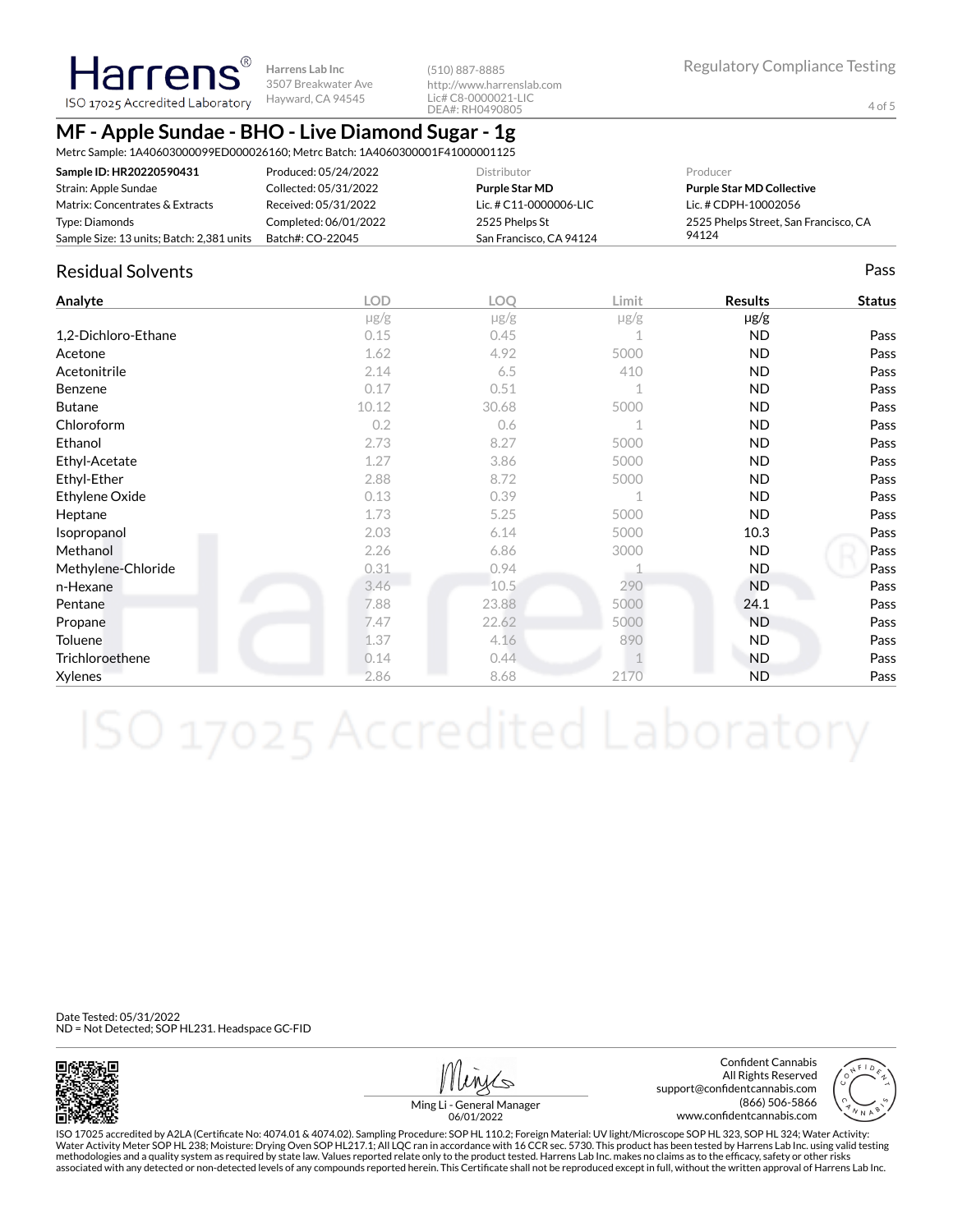**Harrens** ®
ISO 17025 Accredited Laboratory

Harrens Lab Inc
3507 Breakwater Ave
Hayward, CA 94545

(510) 887-8885
http://www.harrenslab.com
Lic# C8-0000021-LIC
DEA#: RH0490805

Regulatory Compliance Testing

# MF - Apple Sundae - BHO - Live Diamond Sugar - 1g

Metrc Sample: 1A40603000099ED000026160; Metrc Batch: 1A4060300001F41000001125

| | | Distributor | Producer |
|---|---|---|---|
| **Sample ID: HR20220590431** | Produced: 05/24/2022 | **Purple Star MD** | **Purple Star MD Collective** |
| Strain: Apple Sundae | Collected: 05/31/2022 | Lic. # C11-0000006-LIC | Lic. # CDPH-10002056 |
| Matrix: Concentrates & Extracts | Received: 05/31/2022 | 2525 Phelps St | 2525 Phelps Street, San Francisco, CA 94124 |
| Type: Diamonds | Completed: 06/01/2022 | San Francisco, CA 94124 | |
| Sample Size: 13 units; Batch: 2,381 units | Batch#: CO-22045 | | |

## Residual Solvents

Pass

| Analyte | LOD | LOQ | Limit | Results | Status |
|---|---|---|---|---|---|
| | μg/g | μg/g | μg/g | μg/g | |
| 1,2-Dichloro-Ethane | 0.15 | 0.45 | 1 | ND | Pass |
| Acetone | 1.62 | 4.92 | 5000 | ND | Pass |
| Acetonitrile | 2.14 | 6.5 | 410 | ND | Pass |
| Benzene | 0.17 | 0.51 | 1 | ND | Pass |
| Butane | 10.12 | 30.68 | 5000 | ND | Pass |
| Chloroform | 0.2 | 0.6 | 1 | ND | Pass |
| Ethanol | 2.73 | 8.27 | 5000 | ND | Pass |
| Ethyl-Acetate | 1.27 | 3.86 | 5000 | ND | Pass |
| Ethyl-Ether | 2.88 | 8.72 | 5000 | ND | Pass |
| Ethylene Oxide | 0.13 | 0.39 | 1 | ND | Pass |
| Heptane | 1.73 | 5.25 | 5000 | ND | Pass |
| Isopropanol | 2.03 | 6.14 | 5000 | 10.3 | Pass |
| Methanol | 2.26 | 6.86 | 3000 | ND | Pass |
| Methylene-Chloride | 0.31 | 0.94 | 1 | ND | Pass |
| n-Hexane | 3.46 | 10.5 | 290 | ND | Pass |
| Pentane | 7.88 | 23.88 | 5000 | 24.1 | Pass |
| Propane | 7.47 | 22.62 | 5000 | ND | Pass |
| Toluene | 1.37 | 4.16 | 890 | ND | Pass |
| Trichloroethene | 0.14 | 0.44 | 1 | ND | Pass |
| Xylenes | 2.86 | 8.68 | 2170 | ND | Pass |

Date Tested: 05/31/2022
ND = Not Detected; SOP HL231. Headspace GC-FID

Ming Li - General Manager
06/01/2022

Confident Cannabis
All Rights Reserved
support@confidentcannabis.com
(866) 506-5866
www.confidentcannabis.com

ISO 17025 accredited by A2LA (Certificate No: 4074.01 & 4074.02). Sampling Procedure: SOP HL 110.2; Foreign Material: UV light/Microscope SOP HL 323, SOP HL 324; Water Activity: Water Activity Meter SOP HL 238; Moisture: Drying Oven SOP HL217.1; All LQC ran in accordance with 16 CCR sec. 5730. This product has been tested by Harrens Lab Inc. using valid testing methodologies and a quality system as required by state law. Values reported relate only to the product tested. Harrens Lab Inc. makes no claims as to the efficacy, safety or other risks associated with any detected or non-detected levels of any compounds reported herein. This Certificate shall not be reproduced except in full, without the written approval of Harrens Lab Inc.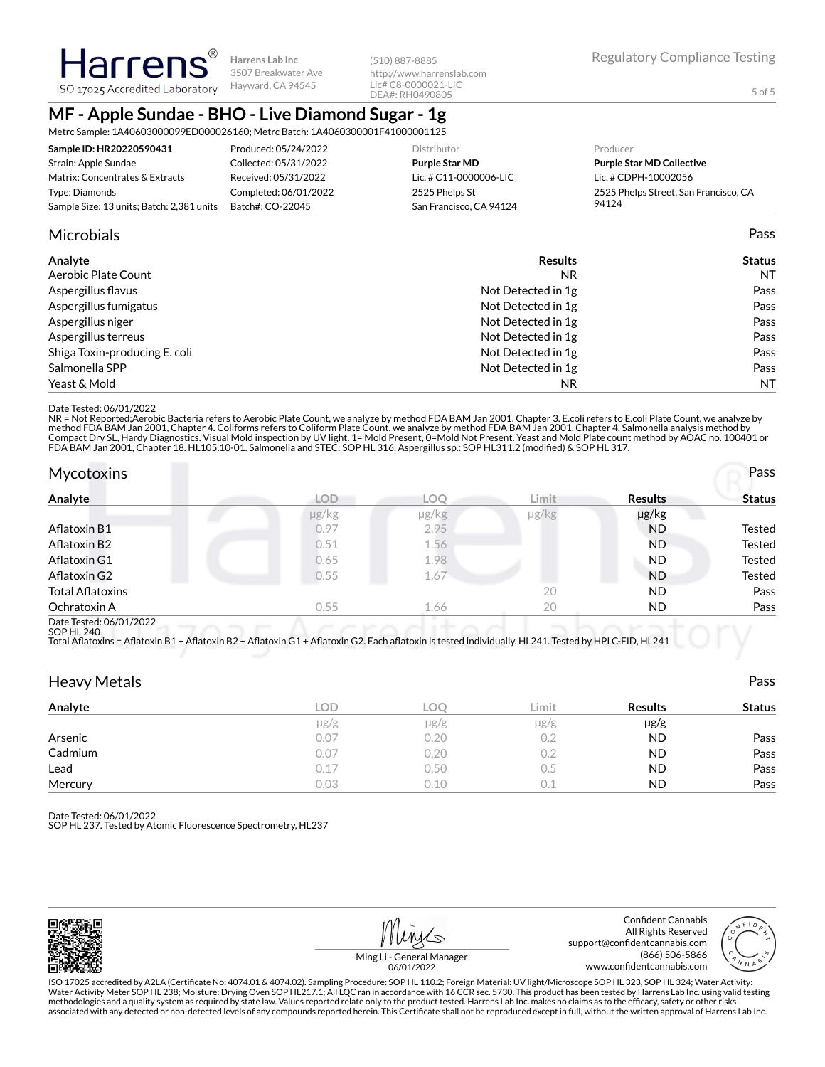Harrens® ISO 17025 Accredited Laboratory

Harrens Lab Inc
3507 Breakwater Ave
Hayward, CA 94545

(510) 887-8885
http://www.harrenslab.com
Lic# C8-0000021-LIC
DEA#: RH0490805

Regulatory Compliance Testing

# MF - Apple Sundae - BHO - Live Diamond Sugar - 1g

Metrc Sample: 1A40603000099ED000026160; Metrc Batch: 1A4060300001F41000001125

| | | Distributor | Producer |
|---|---|---|---|
| **Sample ID: HR20220590431** | Produced: 05/24/2022 | **Purple Star MD** | **Purple Star MD Collective** |
| Strain: Apple Sundae | Collected: 05/31/2022 | Lic. # C11-0000006-LIC | Lic. # CDPH-10002056 |
| Matrix: Concentrates & Extracts | Received: 05/31/2022 | 2525 Phelps St | 2525 Phelps Street, San Francisco, CA 94124 |
| Type: Diamonds | Completed: 06/01/2022 | San Francisco, CA 94124 | |
| Sample Size: 13 units; Batch: 2,381 units | Batch#: CO-22045 | | |

## Microbials

Pass

| Analyte | Results | Status |
|---|---|---|
| Aerobic Plate Count | NR | NT |
| Aspergillus flavus | Not Detected in 1g | Pass |
| Aspergillus fumigatus | Not Detected in 1g | Pass |
| Aspergillus niger | Not Detected in 1g | Pass |
| Aspergillus terreus | Not Detected in 1g | Pass |
| Shiga Toxin-producing E. coli | Not Detected in 1g | Pass |
| Salmonella SPP | Not Detected in 1g | Pass |
| Yeast & Mold | NR | NT |

Date Tested: 06/01/2022
NR = Not Reported;Aerobic Bacteria refers to Aerobic Plate Count, we analyze by method FDA BAM Jan 2001, Chapter 3. E.coli refers to E.coli Plate Count, we analyze by method FDA BAM Jan 2001, Chapter 4. Coliforms refers to Coliform Plate Count, we analyze by method FDA BAM Jan 2001, Chapter 4. Salmonella analysis method by Compact Dry SL, Hardy Diagnostics. Visual Mold inspection by UV light. 1= Mold Present, 0=Mold Not Present. Yeast and Mold Plate count method by AOAC no. 100401 or FDA BAM Jan 2001, Chapter 18. HL105.10-01. Salmonella and STEC: SOP HL 316. Aspergillus sp.: SOP HL311.2 (modified) & SOP HL 317.

## Mycotoxins

Pass

| Analyte | LOD | LOQ | Limit | Results | Status |
|---|---|---|---|---|---|
| | µg/kg | µg/kg | µg/kg | µg/kg | |
| Aflatoxin B1 | 0.97 | 2.95 | | ND | Tested |
| Aflatoxin B2 | 0.51 | 1.56 | | ND | Tested |
| Aflatoxin G1 | 0.65 | 1.98 | | ND | Tested |
| Aflatoxin G2 | 0.55 | 1.67 | | ND | Tested |
| Total Aflatoxins | | | 20 | ND | Pass |
| Ochratoxin A | 0.55 | 1.66 | 20 | ND | Pass |

Date Tested: 06/01/2022
SOP HL 240
Total Aflatoxins = Aflatoxin B1 + Aflatoxin B2 + Aflatoxin G1 + Aflatoxin G2. Each aflatoxin is tested individually. HL241. Tested by HPLC-FID, HL241

## Heavy Metals

Pass

| Analyte | LOD | LOQ | Limit | Results | Status |
|---|---|---|---|---|---|
| | µg/g | µg/g | µg/g | µg/g | |
| Arsenic | 0.07 | 0.20 | 0.2 | ND | Pass |
| Cadmium | 0.07 | 0.20 | 0.2 | ND | Pass |
| Lead | 0.17 | 0.50 | 0.5 | ND | Pass |
| Mercury | 0.03 | 0.10 | 0.1 | ND | Pass |

Date Tested: 06/01/2022
SOP HL 237. Tested by Atomic Fluorescence Spectrometry, HL237

Ming Li - General Manager
06/01/2022

Confident Cannabis
All Rights Reserved
support@confidentcannabis.com
(866) 506-5866
www.confidentcannabis.com

ISO 17025 accredited by A2LA (Certificate No: 4074.01 & 4074.02). Sampling Procedure: SOP HL 110.2; Foreign Material: UV light/Microscope SOP HL 323, SOP HL 324; Water Activity: Water Activity Meter SOP HL 238; Moisture: Drying Oven SOP HL217.1; All LQC ran in accordance with 16 CCR sec. 5730. This product has been tested by Harrens Lab Inc. using valid testing methodologies and a quality system as required by state law. Values reported relate only to the product tested. Harrens Lab Inc. makes no claims as to the efficacy, safety or other risks associated with any detected or non-detected levels of any compounds reported herein. This Certificate shall not be reproduced except in full, without the written approval of Harrens Lab Inc.